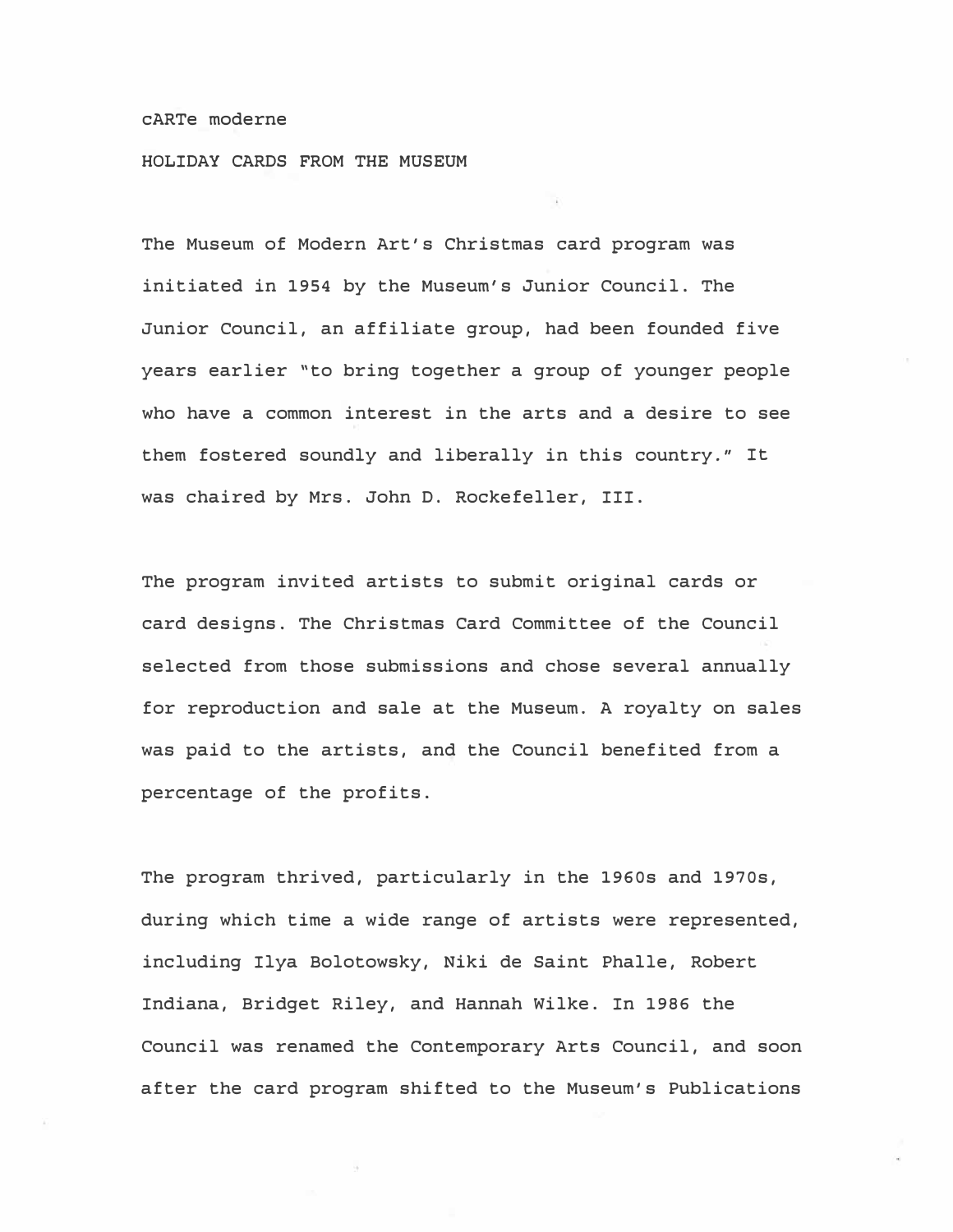cARTe moderne

HOLIDAY CARDS FROM THE MUSEUM

The Museum of Modern Art's Christmas card program was initiated in 1954 by the Museum's Junior Council. The Junior Council, an affiliate group, had been founded five years earlier "to bring together a group of younger people who have a common interest in the arts and a desire to see them fostered soundly and liberally in this country." It was chaired by Mrs. John D. Rockefeller, III.

The program invited artists to submit original cards or card designs. The Christmas Card Committee of the Council selected from those submissions and chose several annually for reproduction and sale at the Museum. A royalty on sales was paid to the artists, and the Council benefited from a percentage of the profits.

The program thrived, particularly in the 1960s and 1970s, during which time a wide range of artists were represented, including Ilya Bolotowsky, Niki de Saint Phalle, Robert Indiana, Bridget Riley, and Hannah Wilke. In 1986 the Council was renamed the Contemporary Arts Council, and soon after the card program shifted to the Museum's Publications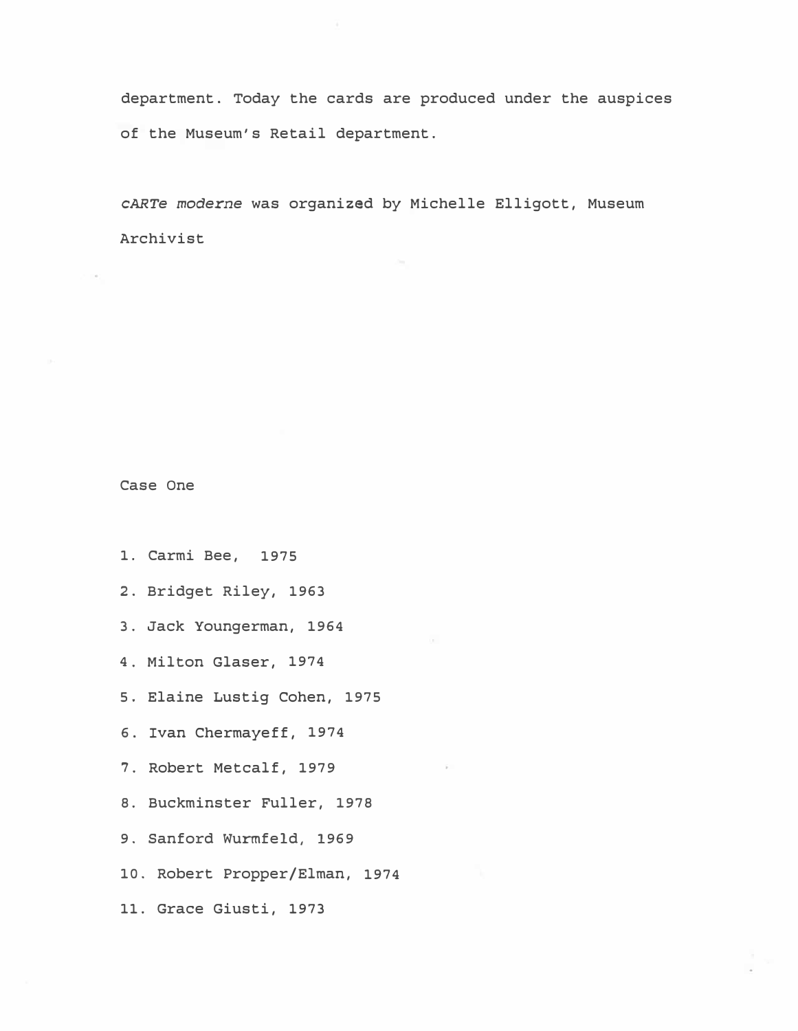department. Today the cards are produced under the auspices of the Museum's Retail department.

*cARTe moderne* was organized by Michelle Elligott, Museum Archivist

Case One

1. Carmi Bee, 1975
2. Bridget Riley, 1963
3. Jack Youngerman, 1964
4. Milton Glaser, 1974
5. Elaine Lustig Cohen, 1975
6. Ivan Chermayeff, 1974
7. Robert Metcalf, 1979
8. Buckminster Fuller, 1978
9. Sanford Wurmfeld, 1969
10. Robert Propper/Elman, 1974
11. Grace Giusti, 1973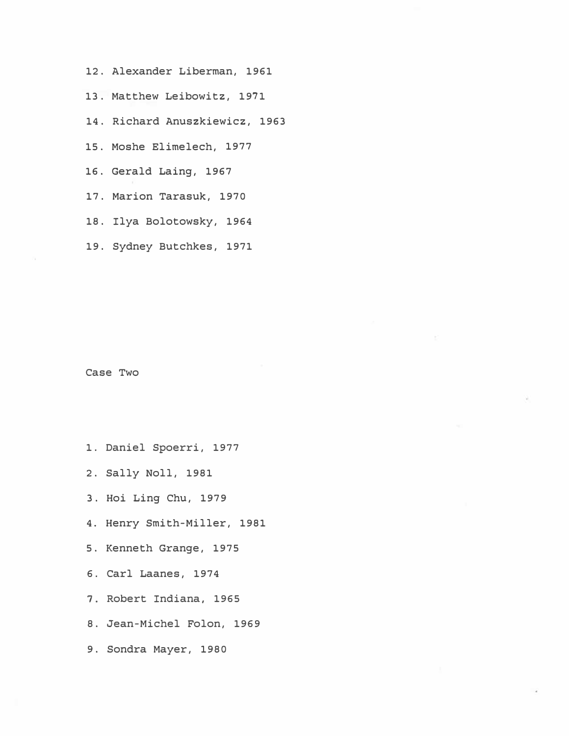12. Alexander Liberman, 1961
13. Matthew Leibowitz, 1971
14. Richard Anuszkiewicz, 1963
15. Moshe Elimelech, 1977
16. Gerald Laing, 1967
17. Marion Tarasuk, 1970
18. Ilya Bolotowsky, 1964
19. Sydney Butchkes, 1971

Case Two

1. Daniel Spoerri, 1977
2. Sally Noll, 1981
3. Hoi Ling Chu, 1979
4. Henry Smith-Miller, 1981
5. Kenneth Grange, 1975
6. Carl Laanes, 1974
7. Robert Indiana, 1965
8. Jean-Michel Folon, 1969
9. Sondra Mayer, 1980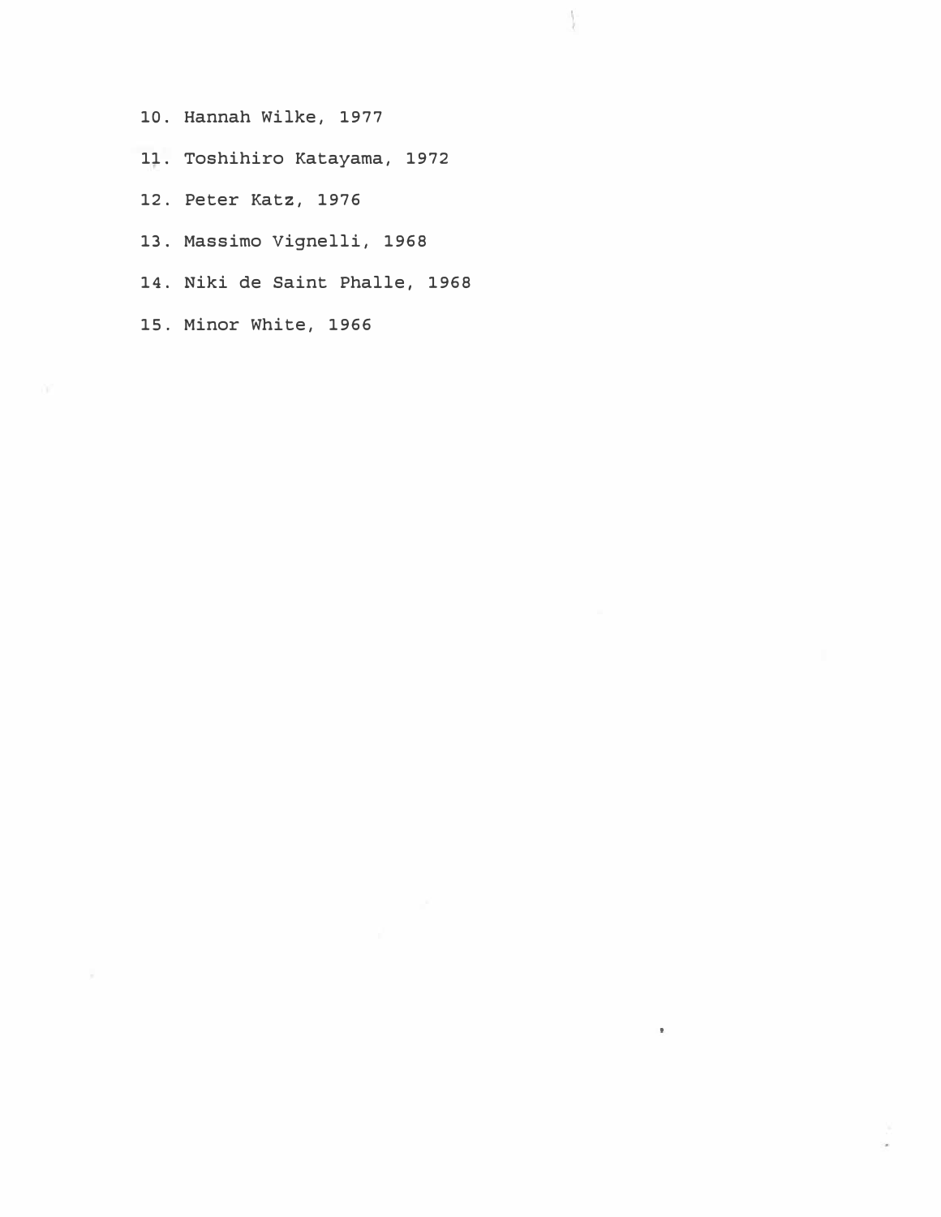10. Hannah Wilke, 1977
11. Toshihiro Katayama, 1972
12. Peter Katz, 1976
13. Massimo Vignelli, 1968
14. Niki de Saint Phalle, 1968
15. Minor White, 1966